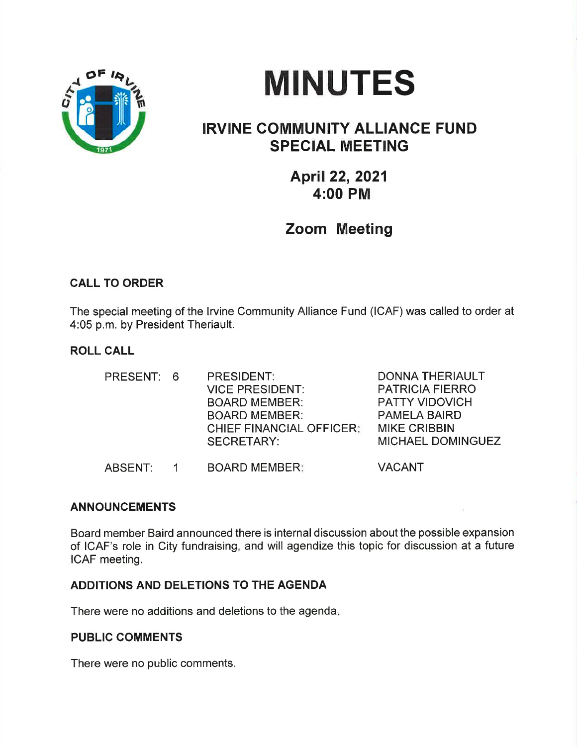# MINUTES

## IRVINE COMMUNITY ALLIANCE FUND SPECIAL MEETING

### April 22, 2021
### 4:00 PM

### Zoom Meeting

**CALL TO ORDER**

The special meeting of the Irvine Community Alliance Fund (ICAF) was called to order at 4:05 p.m. by President Theriault.

**ROLL CALL**

| | | | |
|---|---|---|---|
| PRESENT: | 6 | PRESIDENT: | DONNA THERIAULT |
| | | VICE PRESIDENT: | PATRICIA FIERRO |
| | | BOARD MEMBER: | PATTY VIDOVICH |
| | | BOARD MEMBER: | PAMELA BAIRD |
| | | CHIEF FINANCIAL OFFICER: | MIKE CRIBBIN |
| | | SECRETARY: | MICHAEL DOMINGUEZ |
| ABSENT: | 1 | BOARD MEMBER: | VACANT |

**ANNOUNCEMENTS**

Board member Baird announced there is internal discussion about the possible expansion of ICAF's role in City fundraising, and will agendize this topic for discussion at a future ICAF meeting.

**ADDITIONS AND DELETIONS TO THE AGENDA**

There were no additions and deletions to the agenda.

**PUBLIC COMMENTS**

There were no public comments.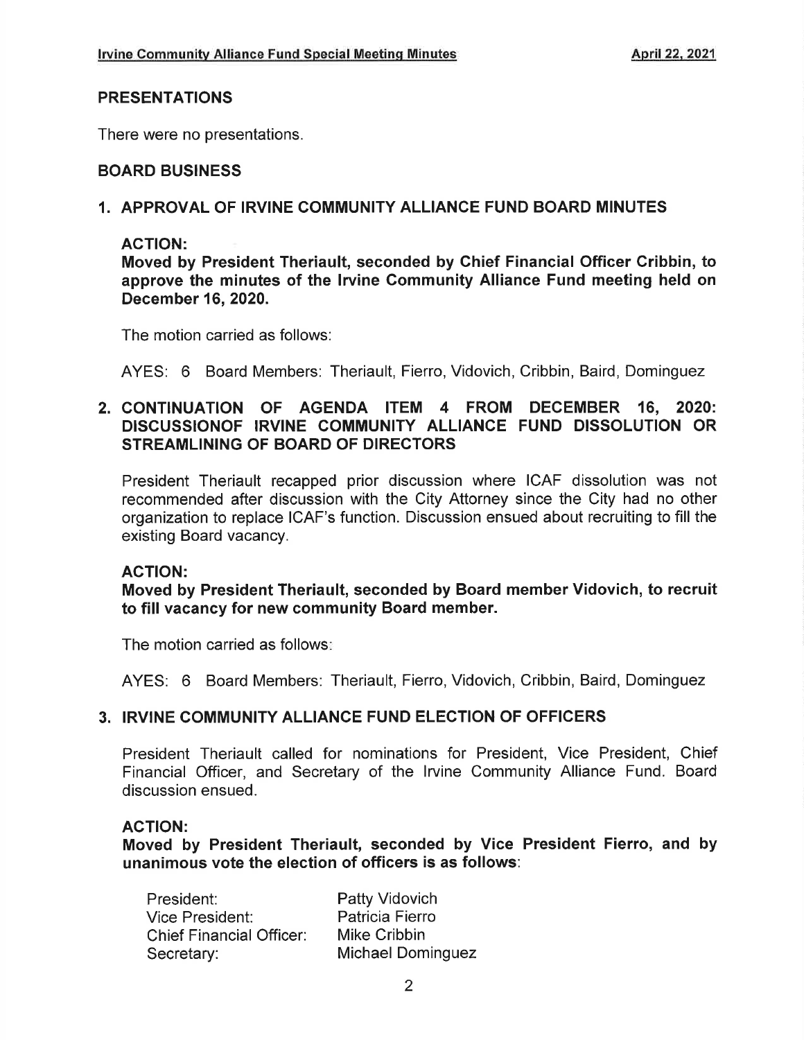## PRESENTATIONS

There were no presentations.

## BOARD BUSINESS

### 1. APPROVAL OF IRVINE COMMUNITY ALLIANCE FUND BOARD MINUTES

**ACTION:**

**Moved by President Theriault, seconded by Chief Financial Officer Cribbin, to approve the minutes of the Irvine Community Alliance Fund meeting held on December 16, 2020.**

The motion carried as follows:

AYES: 6 Board Members: Theriault, Fierro, Vidovich, Cribbin, Baird, Dominguez

### 2. CONTINUATION OF AGENDA ITEM 4 FROM DECEMBER 16, 2020: DISCUSSIONOF IRVINE COMMUNITY ALLIANCE FUND DISSOLUTION OR STREAMLINING OF BOARD OF DIRECTORS

President Theriault recapped prior discussion where ICAF dissolution was not recommended after discussion with the City Attorney since the City had no other organization to replace ICAF's function. Discussion ensued about recruiting to fill the existing Board vacancy.

**ACTION:**

**Moved by President Theriault, seconded by Board member Vidovich, to recruit to fill vacancy for new community Board member.**

The motion carried as follows:

AYES: 6 Board Members: Theriault, Fierro, Vidovich, Cribbin, Baird, Dominguez

### 3. IRVINE COMMUNITY ALLIANCE FUND ELECTION OF OFFICERS

President Theriault called for nominations for President, Vice President, Chief Financial Officer, and Secretary of the Irvine Community Alliance Fund. Board discussion ensued.

**ACTION:**

**Moved by President Theriault, seconded by Vice President Fierro, and by unanimous vote the election of officers is as follows:**

| | |
|---|---|
| President: | Patty Vidovich |
| Vice President: | Patricia Fierro |
| Chief Financial Officer: | Mike Cribbin |
| Secretary: | Michael Dominguez |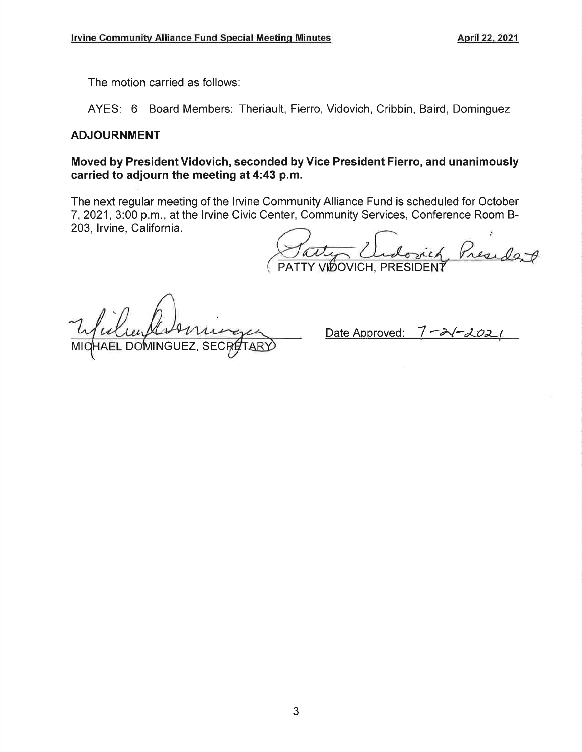The motion carried as follows:

AYES: 6 Board Members: Theriault, Fierro, Vidovich, Cribbin, Baird, Dominguez

## ADJOURNMENT

**Moved by President Vidovich, seconded by Vice President Fierro, and unanimously carried to adjourn the meeting at 4:43 p.m.**

The next regular meeting of the Irvine Community Alliance Fund is scheduled for October 7, 2021, 3:00 p.m., at the Irvine Civic Center, Community Services, Conference Room B-203, Irvine, California.

PATTY VIDOVICH, PRESIDENT

MICHAEL DOMINGUEZ, SECRETARY

Date Approved: 7-21-2021